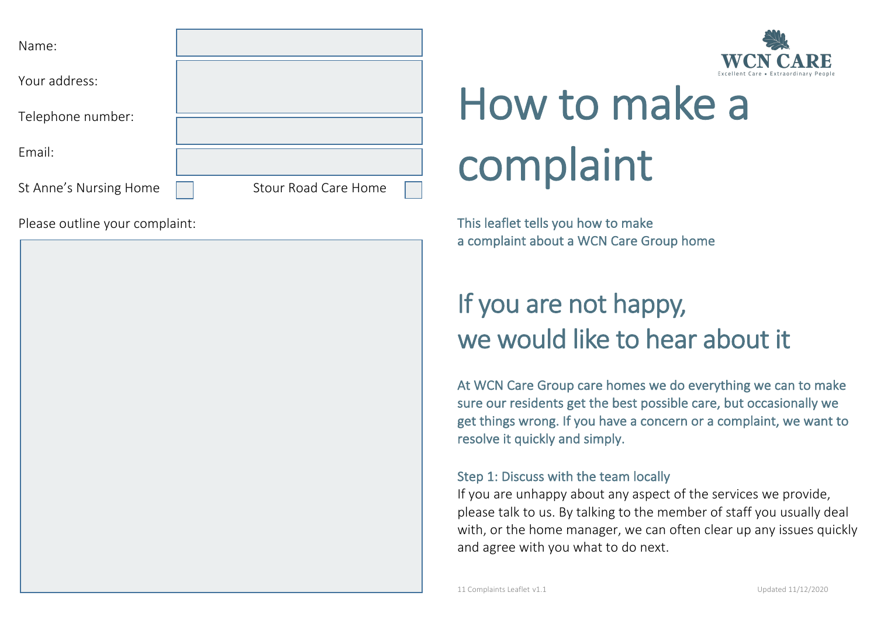Name:

Your address:

Telephone number:

Email:

St Anne's Nursing Home ☐ Stour Road Care Home ☐

Please outline your complaint:

WCN CARE

Excellent Care • Extraordinary People

# How to make a complaint

This leaflet tells you how to make a complaint about a WCN Care Group home

## If you are not happy, we would like to hear about it

At WCN Care Group care homes we do everything we can to make sure our residents get the best possible care, but occasionally we get things wrong. If you have a concern or a complaint, we want to resolve it quickly and simply.

### Step 1: Discuss with the team locally

If you are unhappy about any aspect of the services we provide, please talk to us. By talking to the member of staff you usually deal with, or the home manager, we can often clear up any issues quickly and agree with you what to do next.

11 Complaints Leaflet v1.1 Updated 11/12/2020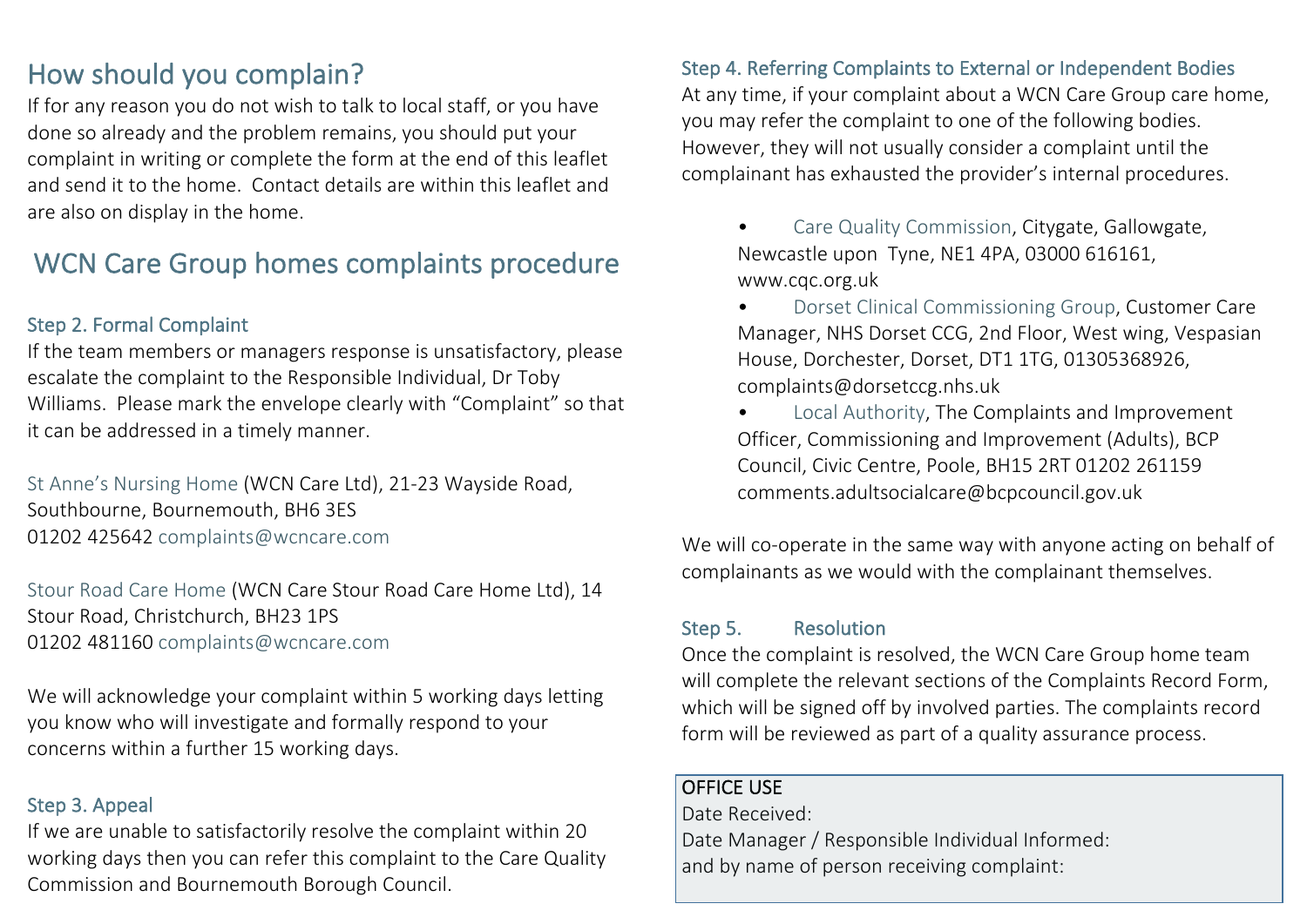## How should you complain?

If for any reason you do not wish to talk to local staff, or you have done so already and the problem remains, you should put your complaint in writing or complete the form at the end of this leaflet and send it to the home. Contact details are within this leaflet and are also on display in the home.

## WCN Care Group homes complaints procedure

### Step 2. Formal Complaint

If the team members or managers response is unsatisfactory, please escalate the complaint to the Responsible Individual, Dr Toby Williams. Please mark the envelope clearly with "Complaint" so that it can be addressed in a timely manner.

St Anne's Nursing Home (WCN Care Ltd), 21-23 Wayside Road, Southbourne, Bournemouth, BH6 3ES
01202 425642 complaints@wcncare.com

Stour Road Care Home (WCN Care Stour Road Care Home Ltd), 14 Stour Road, Christchurch, BH23 1PS
01202 481160 complaints@wcncare.com

We will acknowledge your complaint within 5 working days letting you know who will investigate and formally respond to your concerns within a further 15 working days.

### Step 3. Appeal

If we are unable to satisfactorily resolve the complaint within 20 working days then you can refer this complaint to the Care Quality Commission and Bournemouth Borough Council.

### Step 4. Referring Complaints to External or Independent Bodies

At any time, if your complaint about a WCN Care Group care home, you may refer the complaint to one of the following bodies. However, they will not usually consider a complaint until the complainant has exhausted the provider's internal procedures.

- Care Quality Commission, Citygate, Gallowgate, Newcastle upon Tyne, NE1 4PA, 03000 616161, www.cqc.org.uk
- Dorset Clinical Commissioning Group, Customer Care Manager, NHS Dorset CCG, 2nd Floor, West wing, Vespasian House, Dorchester, Dorset, DT1 1TG, 01305368926, complaints@dorsetccg.nhs.uk
- Local Authority, The Complaints and Improvement Officer, Commissioning and Improvement (Adults), BCP Council, Civic Centre, Poole, BH15 2RT 01202 261159 comments.adultsocialcare@bcpcouncil.gov.uk

We will co-operate in the same way with anyone acting on behalf of complainants as we would with the complainant themselves.

### Step 5. Resolution

Once the complaint is resolved, the WCN Care Group home team will complete the relevant sections of the Complaints Record Form, which will be signed off by involved parties. The complaints record form will be reviewed as part of a quality assurance process.

OFFICE USE
Date Received:
Date Manager / Responsible Individual Informed:
and by name of person receiving complaint: